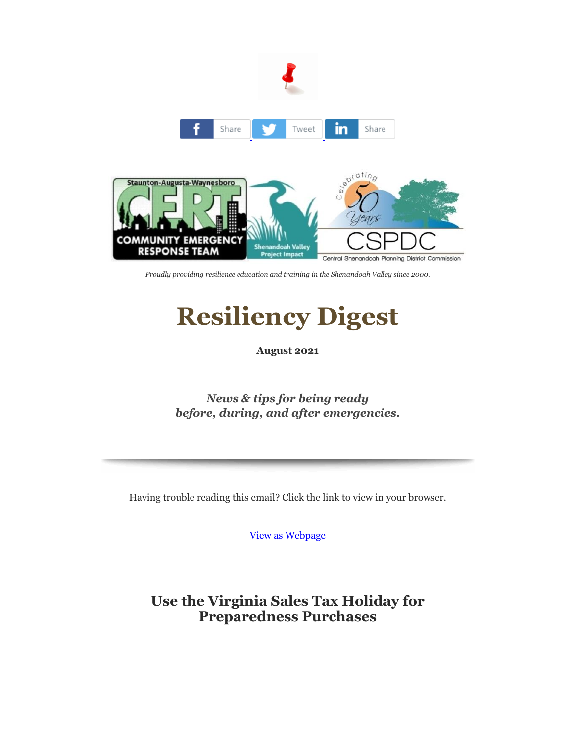Share Tweet Share

*Proudly providing resilience education and training in the Shenandoah Valley since 2000.*

# Resiliency Digest

**August 2021**

***News & tips for being ready before, during, and after emergencies.***

Having trouble reading this email? Click the link to view in your browser.

View as Webpage

## Use the Virginia Sales Tax Holiday for Preparedness Purchases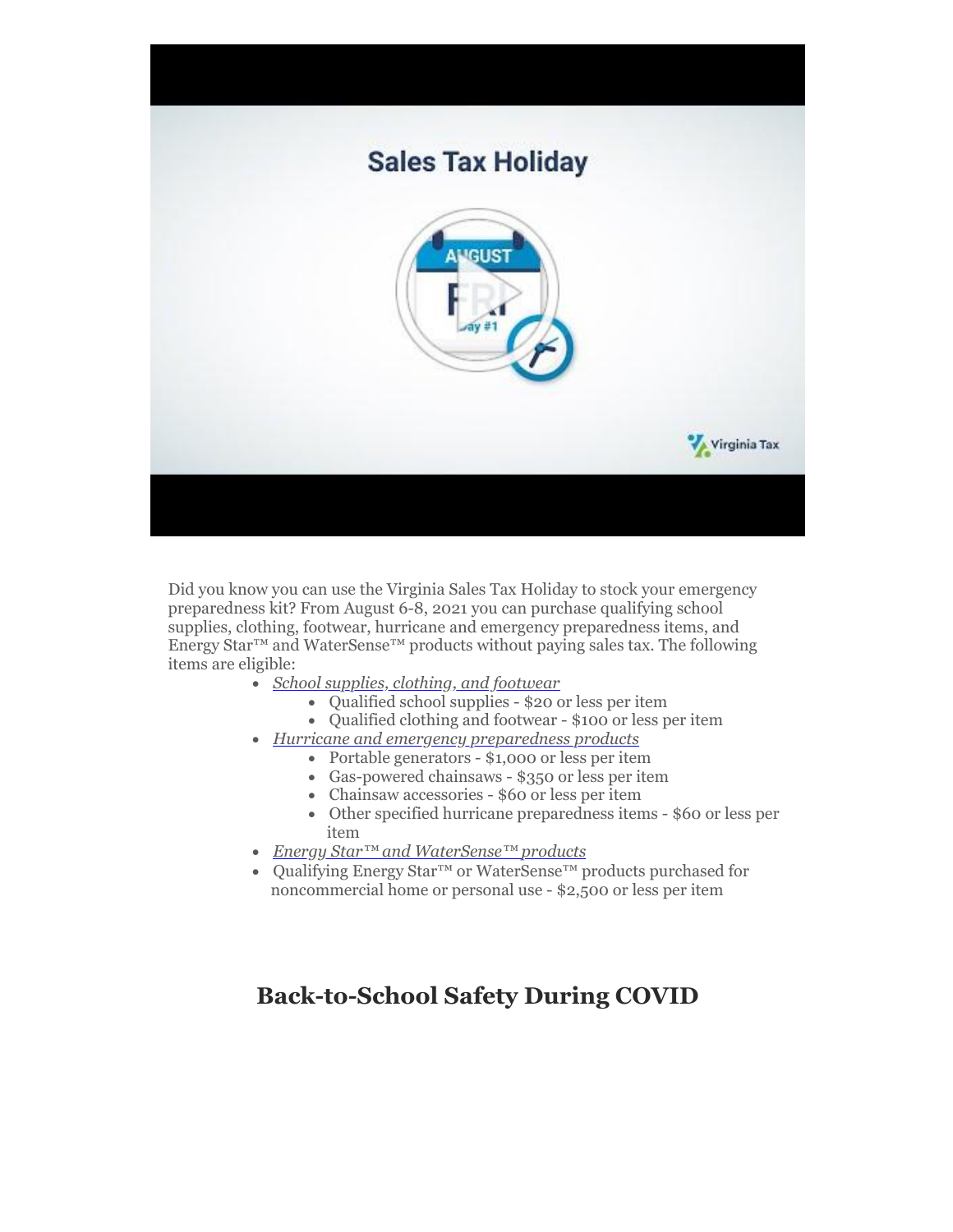Did you know you can use the Virginia Sales Tax Holiday to stock your emergency preparedness kit? From August 6-8, 2021 you can purchase qualifying school supplies, clothing, footwear, hurricane and emergency preparedness items, and Energy Star™ and WaterSense™ products without paying sales tax. The following items are eligible:

- *School supplies, clothing, and footwear*
    - Qualified school supplies - $20 or less per item
    - Qualified clothing and footwear - $100 or less per item
- *Hurricane and emergency preparedness products*
    - Portable generators - $1,000 or less per item
    - Gas-powered chainsaws - $350 or less per item
    - Chainsaw accessories - $60 or less per item
    - Other specified hurricane preparedness items - $60 or less per item
- *Energy Star™ and WaterSense™ products*
- Qualifying Energy Star™ or WaterSense™ products purchased for noncommercial home or personal use - $2,500 or less per item

## Back-to-School Safety During COVID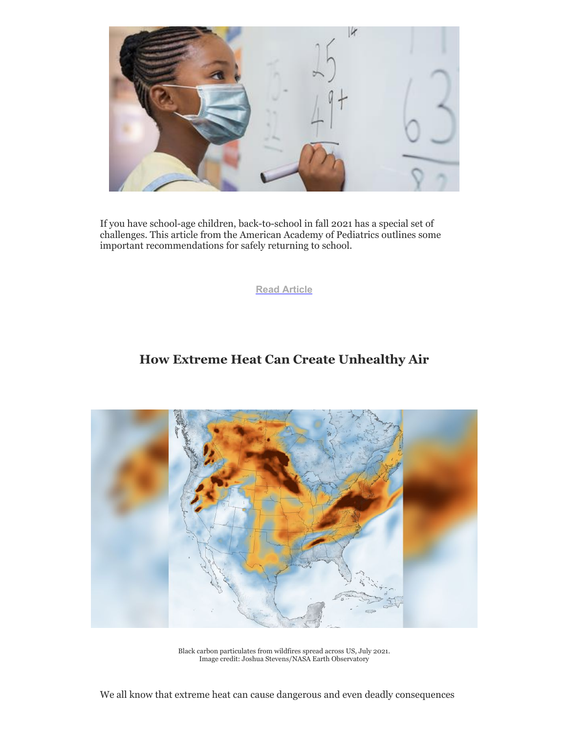If you have school-age children, back-to-school in fall 2021 has a special set of challenges. This article from the American Academy of Pediatrics outlines some important recommendations for safely returning to school.

**Read Article**

## How Extreme Heat Can Create Unhealthy Air

Black carbon particulates from wildfires spread across US, July 2021.
Image credit: Joshua Stevens/NASA Earth Observatory

We all know that extreme heat can cause dangerous and even deadly consequences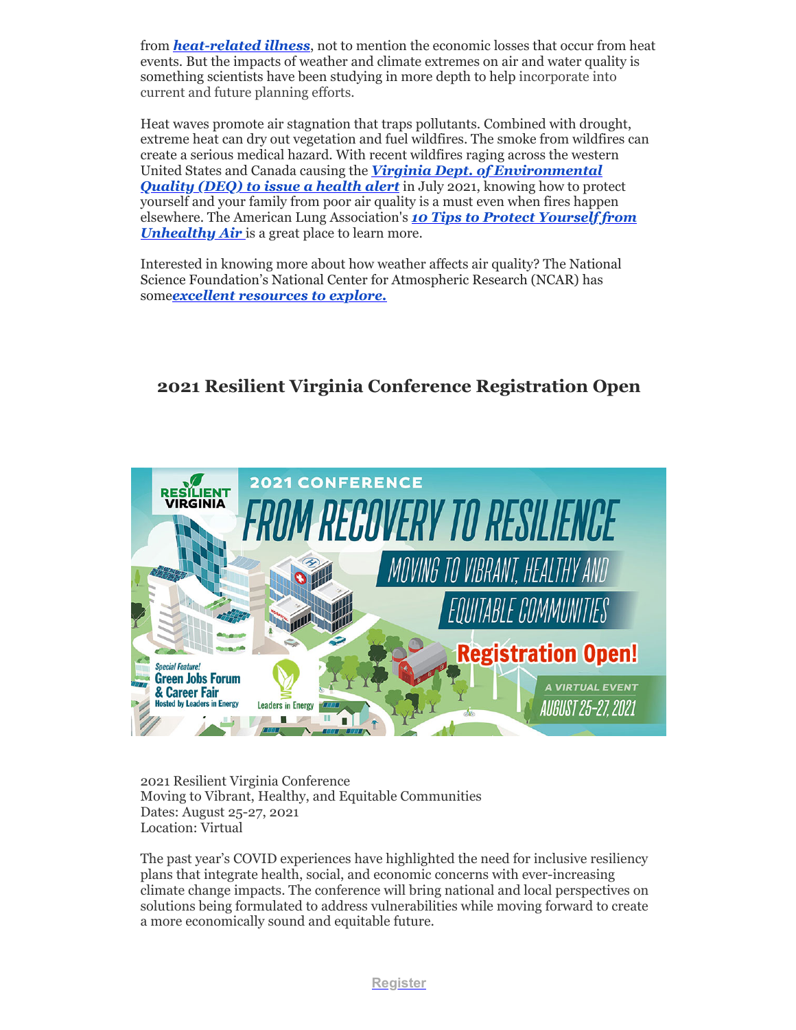from ***heat-related illness***, not to mention the economic losses that occur from heat events. But the impacts of weather and climate extremes on air and water quality is something scientists have been studying in more depth to help incorporate into current and future planning efforts.

Heat waves promote air stagnation that traps pollutants. Combined with drought, extreme heat can dry out vegetation and fuel wildfires. The smoke from wildfires can create a serious medical hazard. With recent wildfires raging across the western United States and Canada causing the ***Virginia Dept. of Environmental Quality (DEQ) to issue a health alert*** in July 2021, knowing how to protect yourself and your family from poor air quality is a must even when fires happen elsewhere. The American Lung Association's ***10 Tips to Protect Yourself from Unhealthy Air*** is a great place to learn more.

Interested in knowing more about how weather affects air quality? The National Science Foundation's National Center for Atmospheric Research (NCAR) has some***excellent resources to explore.***

## 2021 Resilient Virginia Conference Registration Open

2021 Resilient Virginia Conference
Moving to Vibrant, Healthy, and Equitable Communities
Dates: August 25-27, 2021
Location: Virtual

The past year's COVID experiences have highlighted the need for inclusive resiliency plans that integrate health, social, and economic concerns with ever-increasing climate change impacts. The conference will bring national and local perspectives on solutions being formulated to address vulnerabilities while moving forward to create a more economically sound and equitable future.

**Register**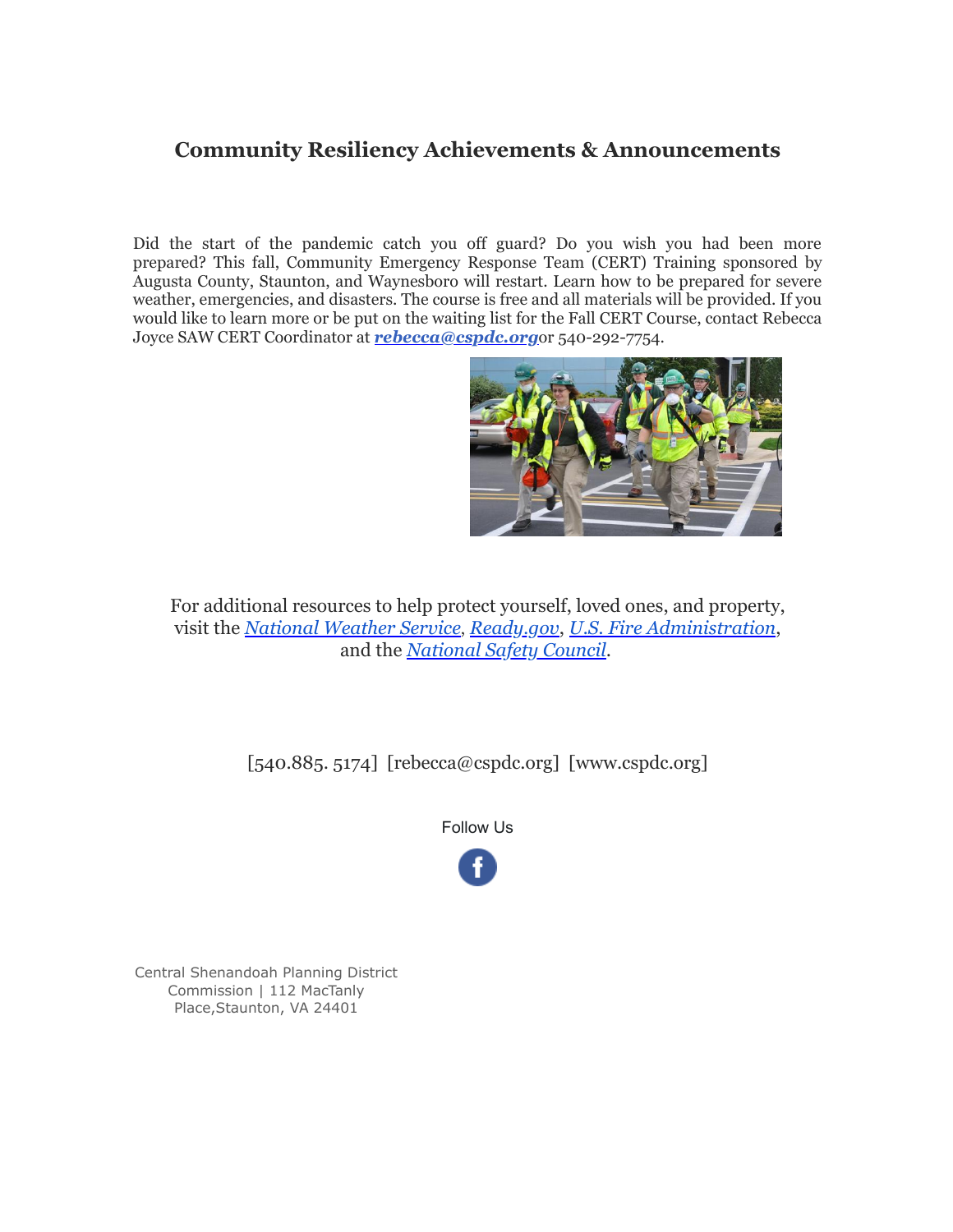## Community Resiliency Achievements & Announcements

Did the start of the pandemic catch you off guard? Do you wish you had been more prepared? This fall, Community Emergency Response Team (CERT) Training sponsored by Augusta County, Staunton, and Waynesboro will restart. Learn how to be prepared for severe weather, emergencies, and disasters. The course is free and all materials will be provided. If you would like to learn more or be put on the waiting list for the Fall CERT Course, contact Rebecca Joyce SAW CERT Coordinator at ***rebecca@cspdc.org***or 540-292-7754.

For additional resources to help protect yourself, loved ones, and property, visit the *National Weather Service*, *Ready.gov*, *U.S. Fire Administration*, and the *National Safety Council*.

[540.885. 5174] [rebecca@cspdc.org] [www.cspdc.org]

Follow Us

Central Shenandoah Planning District Commission | 112 MacTanly Place,Staunton, VA 24401